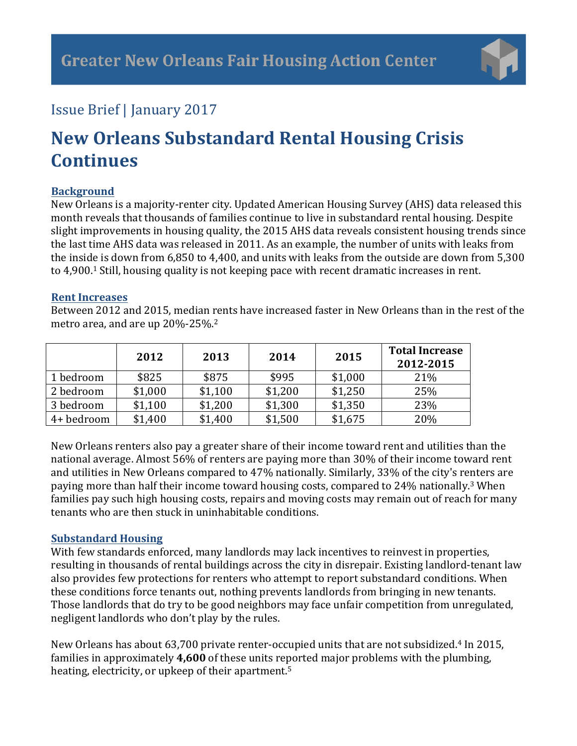# Greater New Orleans Fair Housing Action Center

Issue Brief | January 2017

# New Orleans Substandard Rental Housing Crisis Continues

## Background

New Orleans is a majority-renter city. Updated American Housing Survey (AHS) data released this month reveals that thousands of families continue to live in substandard rental housing. Despite slight improvements in housing quality, the 2015 AHS data reveals consistent housing trends since the last time AHS data was released in 2011. As an example, the number of units with leaks from the inside is down from 6,850 to 4,400, and units with leaks from the outside are down from 5,300 to 4,900.[1] Still, housing quality is not keeping pace with recent dramatic increases in rent.

## Rent Increases

Between 2012 and 2015, median rents have increased faster in New Orleans than in the rest of the metro area, and are up 20%-25%.[2]

| | 2012 | 2013 | 2014 | 2015 | Total Increase 2012-2015 |
|---|---|---|---|---|---|
| 1 bedroom | $825 | $875 | $995 | $1,000 | 21% |
| 2 bedroom | $1,000 | $1,100 | $1,200 | $1,250 | 25% |
| 3 bedroom | $1,100 | $1,200 | $1,300 | $1,350 | 23% |
| 4+ bedroom | $1,400 | $1,400 | $1,500 | $1,675 | 20% |

New Orleans renters also pay a greater share of their income toward rent and utilities than the national average. Almost 56% of renters are paying more than 30% of their income toward rent and utilities in New Orleans compared to 47% nationally. Similarly, 33% of the city's renters are paying more than half their income toward housing costs, compared to 24% nationally.[3] When families pay such high housing costs, repairs and moving costs may remain out of reach for many tenants who are then stuck in uninhabitable conditions.

## Substandard Housing

With few standards enforced, many landlords may lack incentives to reinvest in properties, resulting in thousands of rental buildings across the city in disrepair. Existing landlord-tenant law also provides few protections for renters who attempt to report substandard conditions. When these conditions force tenants out, nothing prevents landlords from bringing in new tenants. Those landlords that do try to be good neighbors may face unfair competition from unregulated, negligent landlords who don't play by the rules.

New Orleans has about 63,700 private renter-occupied units that are not subsidized.[4] In 2015, families in approximately **4,600** of these units reported major problems with the plumbing, heating, electricity, or upkeep of their apartment.[5]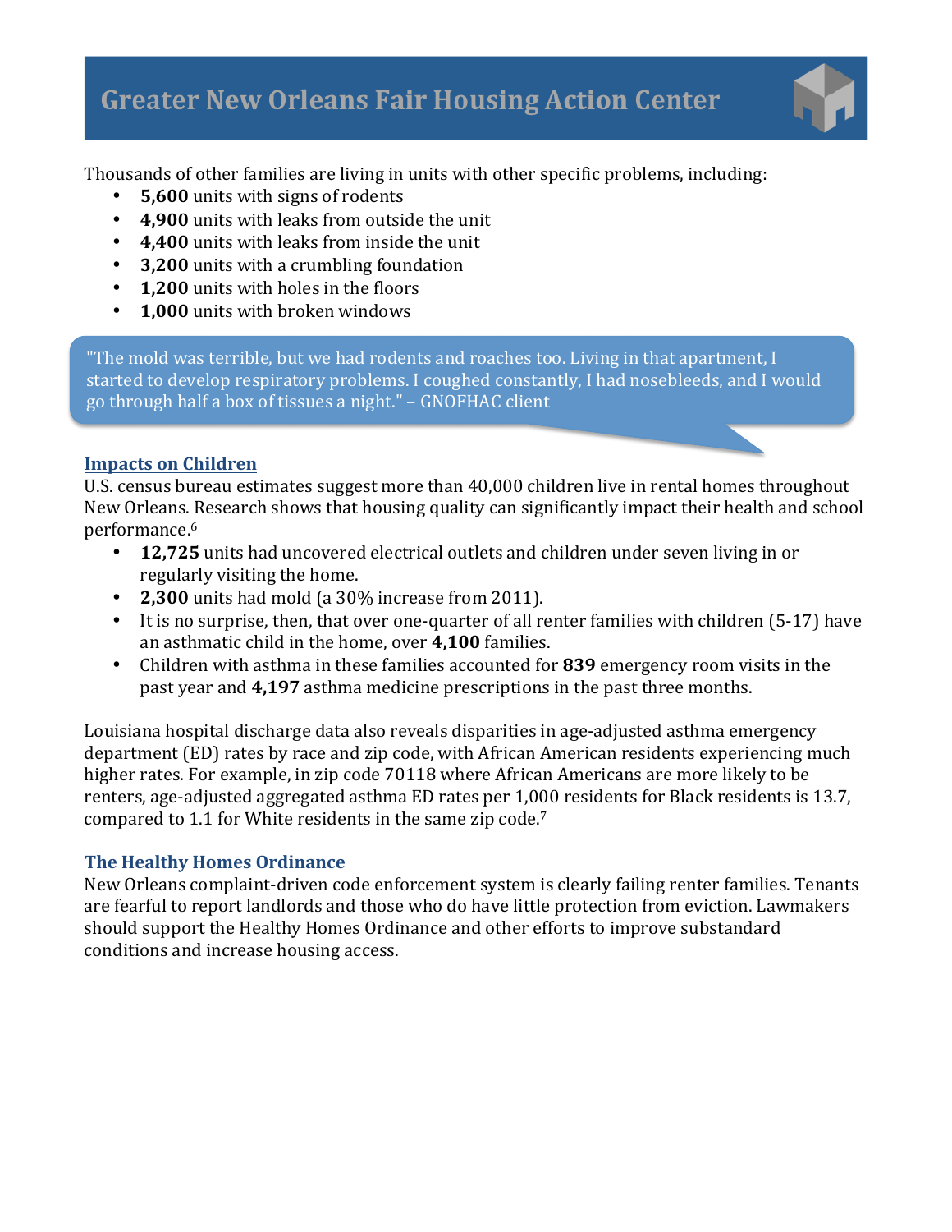Thousands of other families are living in units with other specific problems, including:

- **5,600** units with signs of rodents
- **4,900** units with leaks from outside the unit
- **4,400** units with leaks from inside the unit
- **3,200** units with a crumbling foundation
- **1,200** units with holes in the floors
- **1,000** units with broken windows

> "The mold was terrible, but we had rodents and roaches too. Living in that apartment, I started to develop respiratory problems. I coughed constantly, I had nosebleeds, and I would go through half a box of tissues a night." – GNOFHAC client

## Impacts on Children

U.S. census bureau estimates suggest more than 40,000 children live in rental homes throughout New Orleans. Research shows that housing quality can significantly impact their health and school performance.[6]

- **12,725** units had uncovered electrical outlets and children under seven living in or regularly visiting the home.
- **2,300** units had mold (a 30% increase from 2011).
- It is no surprise, then, that over one-quarter of all renter families with children (5-17) have an asthmatic child in the home, over **4,100** families.
- Children with asthma in these families accounted for **839** emergency room visits in the past year and **4,197** asthma medicine prescriptions in the past three months.

Louisiana hospital discharge data also reveals disparities in age-adjusted asthma emergency department (ED) rates by race and zip code, with African American residents experiencing much higher rates. For example, in zip code 70118 where African Americans are more likely to be renters, age-adjusted aggregated asthma ED rates per 1,000 residents for Black residents is 13.7, compared to 1.1 for White residents in the same zip code.[7]

## The Healthy Homes Ordinance

New Orleans complaint-driven code enforcement system is clearly failing renter families. Tenants are fearful to report landlords and those who do have little protection from eviction. Lawmakers should support the Healthy Homes Ordinance and other efforts to improve substandard conditions and increase housing access.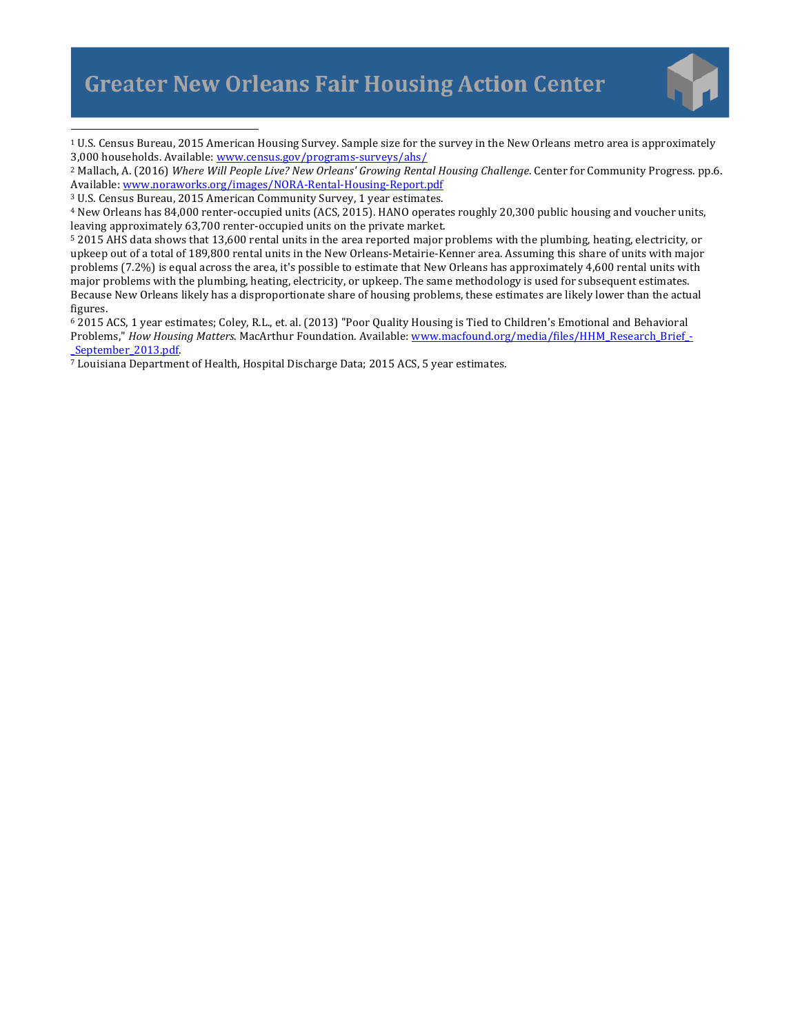[1] U.S. Census Bureau, 2015 American Housing Survey. Sample size for the survey in the New Orleans metro area is approximately 3,000 households. Available: www.census.gov/programs-surveys/ahs/

[2] Mallach, A. (2016) *Where Will People Live? New Orleans' Growing Rental Housing Challenge*. Center for Community Progress. pp.6. Available: www.noraworks.org/images/NORA-Rental-Housing-Report.pdf

[3] U.S. Census Bureau, 2015 American Community Survey, 1 year estimates.

[4] New Orleans has 84,000 renter-occupied units (ACS, 2015). HANO operates roughly 20,300 public housing and voucher units, leaving approximately 63,700 renter-occupied units on the private market.

[5] 2015 AHS data shows that 13,600 rental units in the area reported major problems with the plumbing, heating, electricity, or upkeep out of a total of 189,800 rental units in the New Orleans-Metairie-Kenner area. Assuming this share of units with major problems (7.2%) is equal across the area, it's possible to estimate that New Orleans has approximately 4,600 rental units with major problems with the plumbing, heating, electricity, or upkeep. The same methodology is used for subsequent estimates. Because New Orleans likely has a disproportionate share of housing problems, these estimates are likely lower than the actual figures.

[6] 2015 ACS, 1 year estimates; Coley, R.L., et. al. (2013) "Poor Quality Housing is Tied to Children's Emotional and Behavioral Problems," *How Housing Matters*. MacArthur Foundation. Available: www.macfound.org/media/files/HHM_Research_Brief_-_September_2013.pdf.

[7] Louisiana Department of Health, Hospital Discharge Data; 2015 ACS, 5 year estimates.